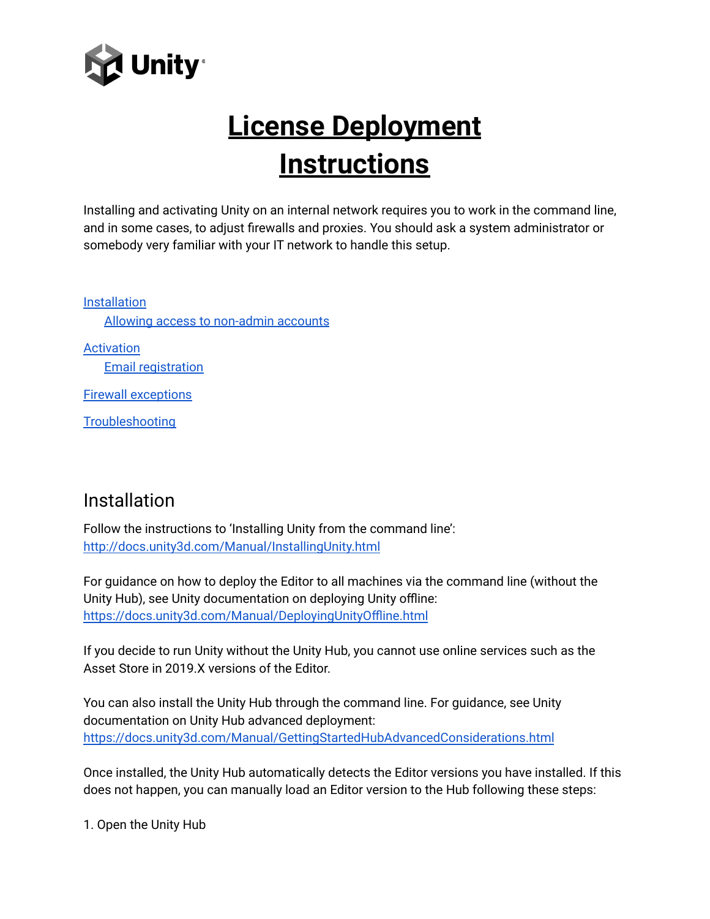Unity

# License Deployment Instructions

Installing and activating Unity on an internal network requires you to work in the command line, and in some cases, to adjust firewalls and proxies. You should ask a system administrator or somebody very familiar with your IT network to handle this setup.

- [Installation](#installation)
  - [Allowing access to non-admin accounts](#allowing-access-to-non-admin-accounts)
- [Activation](#activation)
  - [Email registration](#email-registration)
- [Firewall exceptions](#firewall-exceptions)
- [Troubleshooting](#troubleshooting)

## Installation

Follow the instructions to 'Installing Unity from the command line': [http://docs.unity3d.com/Manual/InstallingUnity.html](http://docs.unity3d.com/Manual/InstallingUnity.html)

For guidance on how to deploy the Editor to all machines via the command line (without the Unity Hub), see Unity documentation on deploying Unity offline: [https://docs.unity3d.com/Manual/DeployingUnityOffline.html](https://docs.unity3d.com/Manual/DeployingUnityOffline.html)

If you decide to run Unity without the Unity Hub, you cannot use online services such as the Asset Store in 2019.X versions of the Editor.

You can also install the Unity Hub through the command line. For guidance, see Unity documentation on Unity Hub advanced deployment: [https://docs.unity3d.com/Manual/GettingStartedHubAdvancedConsiderations.html](https://docs.unity3d.com/Manual/GettingStartedHubAdvancedConsiderations.html)

Once installed, the Unity Hub automatically detects the Editor versions you have installed. If this does not happen, you can manually load an Editor version to the Hub following these steps:

1. Open the Unity Hub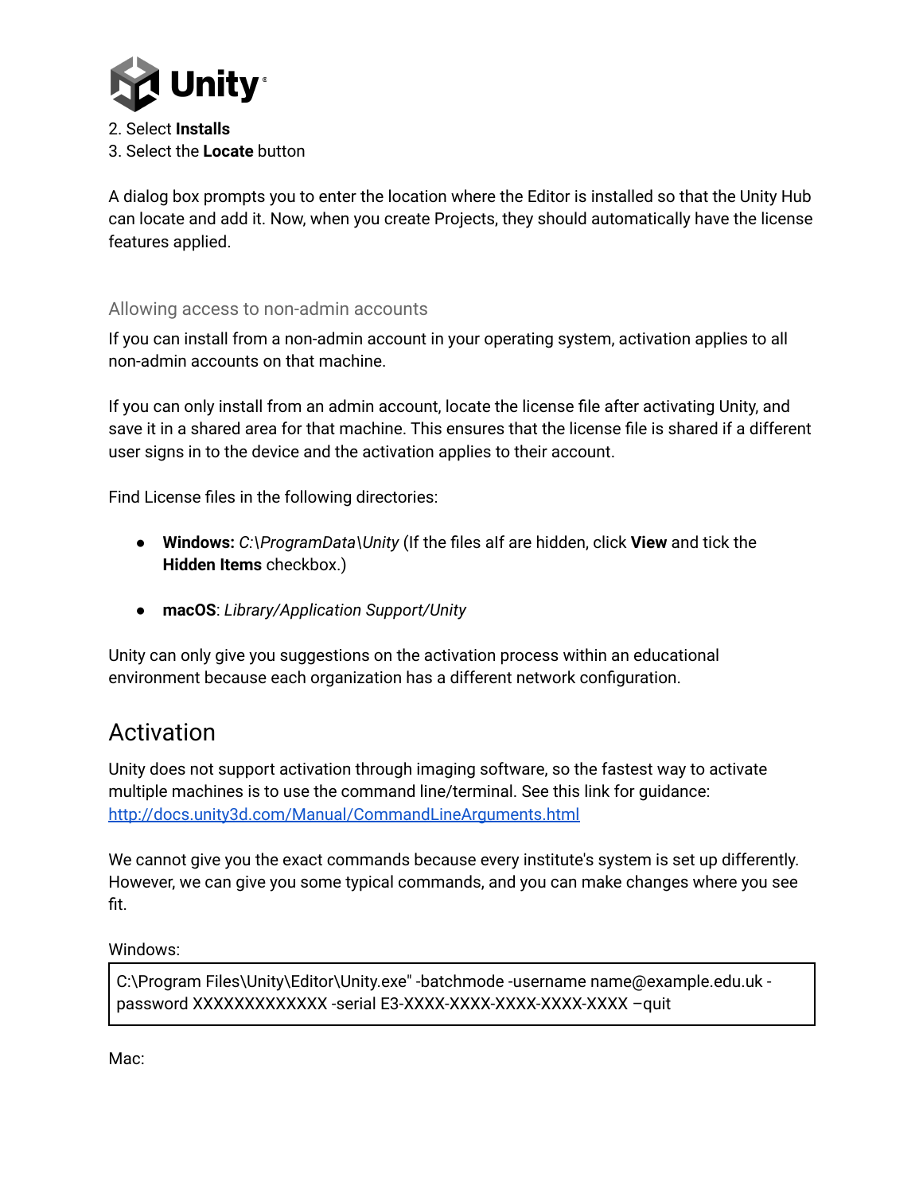2. Select **Installs**
3. Select the **Locate** button

A dialog box prompts you to enter the location where the Editor is installed so that the Unity Hub can locate and add it. Now, when you create Projects, they should automatically have the license features applied.

### Allowing access to non-admin accounts

If you can install from a non-admin account in your operating system, activation applies to all non-admin accounts on that machine.

If you can only install from an admin account, locate the license file after activating Unity, and save it in a shared area for that machine. This ensures that the license file is shared if a different user signs in to the device and the activation applies to their account.

Find License files in the following directories:

- **Windows:** *C:\ProgramData\Unity* (If the files alf are hidden, click **View** and tick the **Hidden Items** checkbox.)
- **macOS**: *Library/Application Support/Unity*

Unity can only give you suggestions on the activation process within an educational environment because each organization has a different network configuration.

## Activation

Unity does not support activation through imaging software, so the fastest way to activate multiple machines is to use the command line/terminal. See this link for guidance: [http://docs.unity3d.com/Manual/CommandLineArguments.html](http://docs.unity3d.com/Manual/CommandLineArguments.html)

We cannot give you the exact commands because every institute's system is set up differently. However, we can give you some typical commands, and you can make changes where you see fit.

Windows:

```
C:\Program Files\Unity\Editor\Unity.exe" -batchmode -username name@example.edu.uk -password XXXXXXXXXXXXX -serial E3-XXXX-XXXX-XXXX-XXXX-XXXX –quit
```

Mac: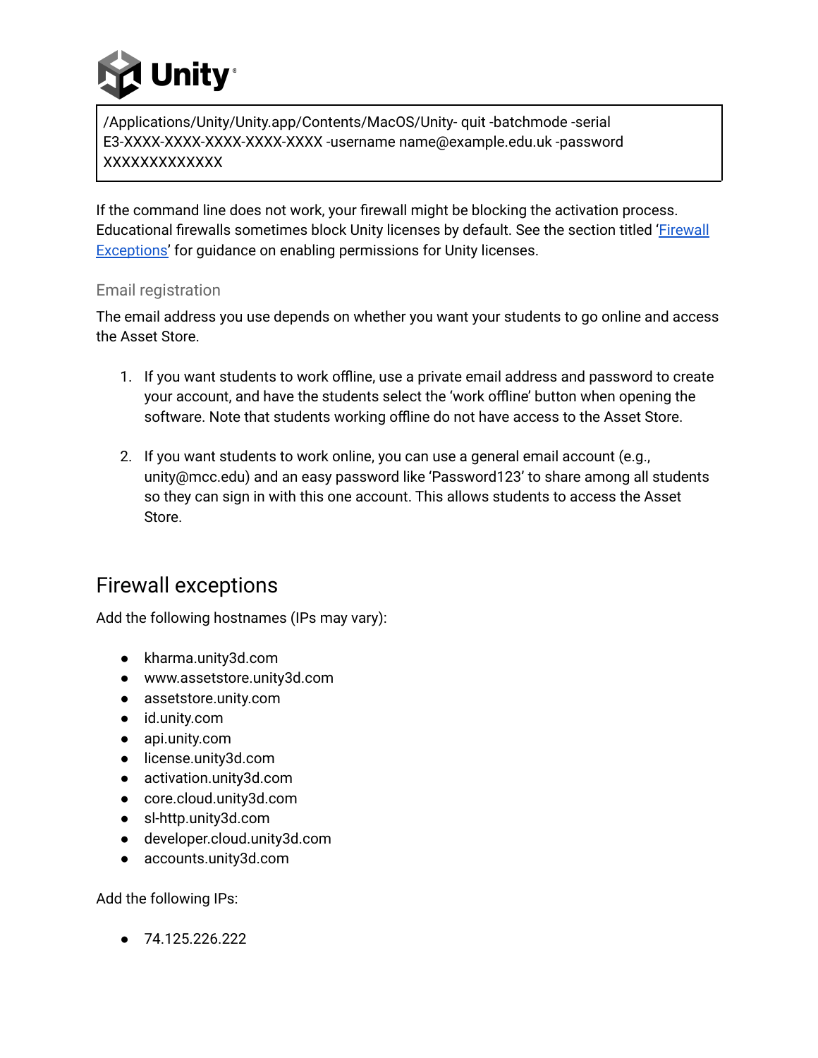```
/Applications/Unity/Unity.app/Contents/MacOS/Unity- quit -batchmode -serial
E3-XXXX-XXXX-XXXX-XXXX-XXXX -username name@example.edu.uk -password
XXXXXXXXXXXXX
```

If the command line does not work, your firewall might be blocking the activation process. Educational firewalls sometimes block Unity licenses by default. See the section titled '[Firewall Exceptions](#firewall-exceptions)' for guidance on enabling permissions for Unity licenses.

### Email registration

The email address you use depends on whether you want your students to go online and access the Asset Store.

1. If you want students to work offline, use a private email address and password to create your account, and have the students select the 'work offline' button when opening the software. Note that students working offline do not have access to the Asset Store.

2. If you want students to work online, you can use a general email account (e.g., unity@mcc.edu) and an easy password like 'Password123' to share among all students so they can sign in with this one account. This allows students to access the Asset Store.

## Firewall exceptions

Add the following hostnames (IPs may vary):

- kharma.unity3d.com
- www.assetstore.unity3d.com
- assetstore.unity.com
- id.unity.com
- api.unity.com
- license.unity3d.com
- activation.unity3d.com
- core.cloud.unity3d.com
- sl-http.unity3d.com
- developer.cloud.unity3d.com
- accounts.unity3d.com

Add the following IPs:

- 74.125.226.222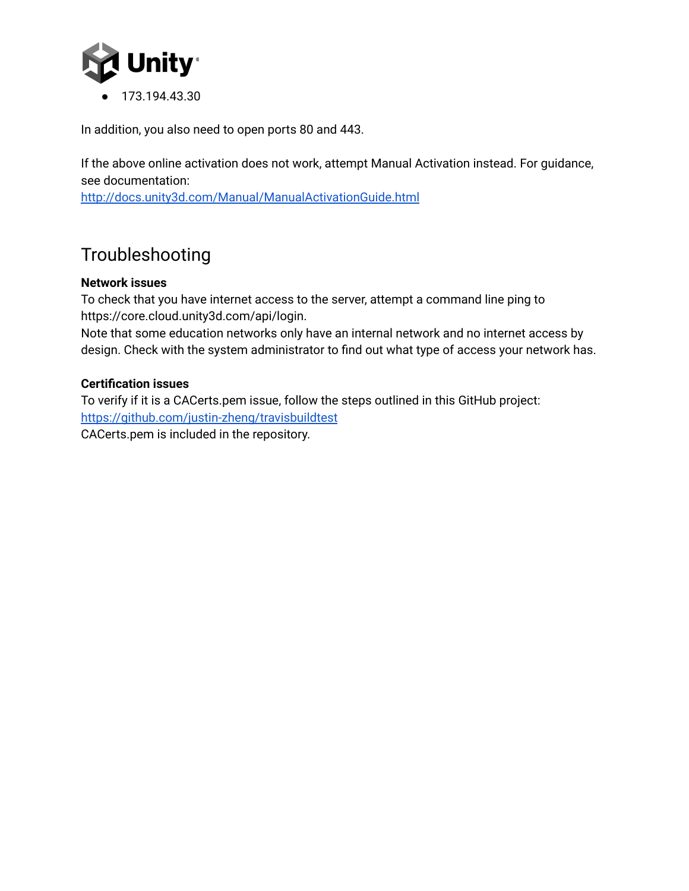- 173.194.43.30

In addition, you also need to open ports 80 and 443.

If the above online activation does not work, attempt Manual Activation instead. For guidance, see documentation:
[http://docs.unity3d.com/Manual/ManualActivationGuide.html](http://docs.unity3d.com/Manual/ManualActivationGuide.html)

## Troubleshooting

**Network issues**
To check that you have internet access to the server, attempt a command line ping to https://core.cloud.unity3d.com/api/login.
Note that some education networks only have an internal network and no internet access by design. Check with the system administrator to find out what type of access your network has.

**Certification issues**
To verify if it is a CACerts.pem issue, follow the steps outlined in this GitHub project:
[https://github.com/justin-zheng/travisbuildtest](https://github.com/justin-zheng/travisbuildtest)
CACerts.pem is included in the repository.